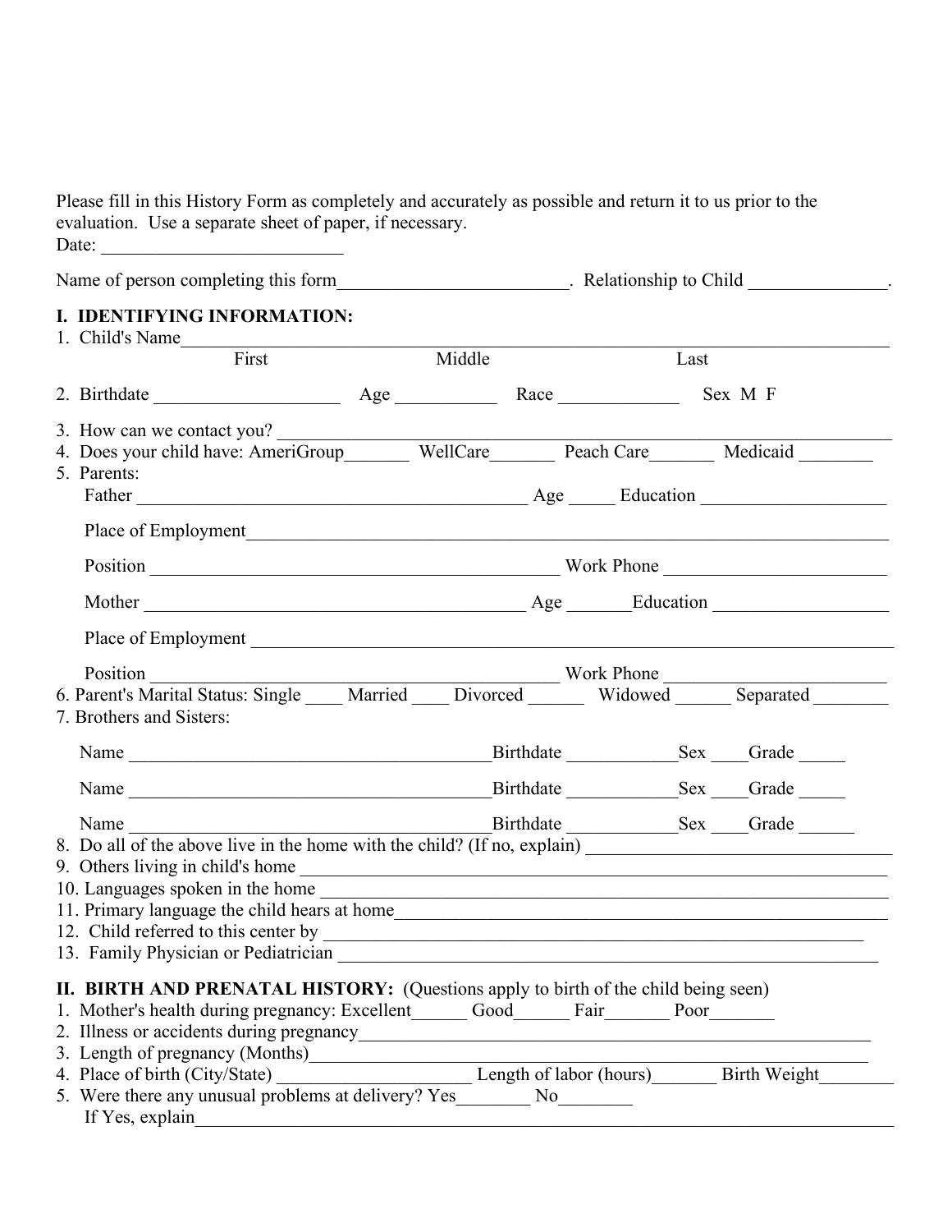Please fill in this History Form as completely and accurately as possible and return it to us prior to the evaluation. Use a separate sheet of paper, if necessary.

Date: __________________________

Name of person completing this form_________________________. Relationship to Child _______________.

## I. IDENTIFYING INFORMATION:

1. Child's Name______________________________________________________________________________
   First                    Middle                    Last

2. Birthdate ____________________ Age ___________ Race _____________ Sex M F

3. How can we contact you? ______________________________________________________________
4. Does your child have: AmeriGroup_______ WellCare_______ Peach Care_______ Medicaid ________
5. Parents:

   Father __________________________________________ Age _____ Education ____________________

   Place of Employment______________________________________________________________________

   Position _____________________________________________ Work Phone ________________________

   Mother __________________________________________ Age _______Education ___________________

   Place of Employment ______________________________________________________________________

   Position _____________________________________________ Work Phone ________________________

6. Parent's Marital Status: Single ____ Married ____ Divorced ______ Widowed ______ Separated ________
7. Brothers and Sisters:

   Name ________________________________________Birthdate ____________Sex ____Grade _____

   Name ________________________________________Birthdate ____________Sex ____Grade _____

   Name ________________________________________Birthdate ____________Sex ____Grade ______

8. Do all of the above live in the home with the child? (If no, explain) _________________________________
9. Others living in child's home ______________________________________________________________
10. Languages spoken in the home ____________________________________________________________
11. Primary language the child hears at home___________________________________________________
12. Child referred to this center by _____________________________________________________________
13. Family Physician or Pediatrician ____________________________________________________________

## II. BIRTH AND PRENATAL HISTORY: (Questions apply to birth of the child being seen)

1. Mother's health during pregnancy: Excellent______ Good______ Fair_______ Poor_______
2. Illness or accidents during pregnancy_________________________________________________________
3. Length of pregnancy (Months)______________________________________________________________
4. Place of birth (City/State) _____________________ Length of labor (hours)_______ Birth Weight________
5. Were there any unusual problems at delivery? Yes________ No________

   If Yes, explain____________________________________________________________________________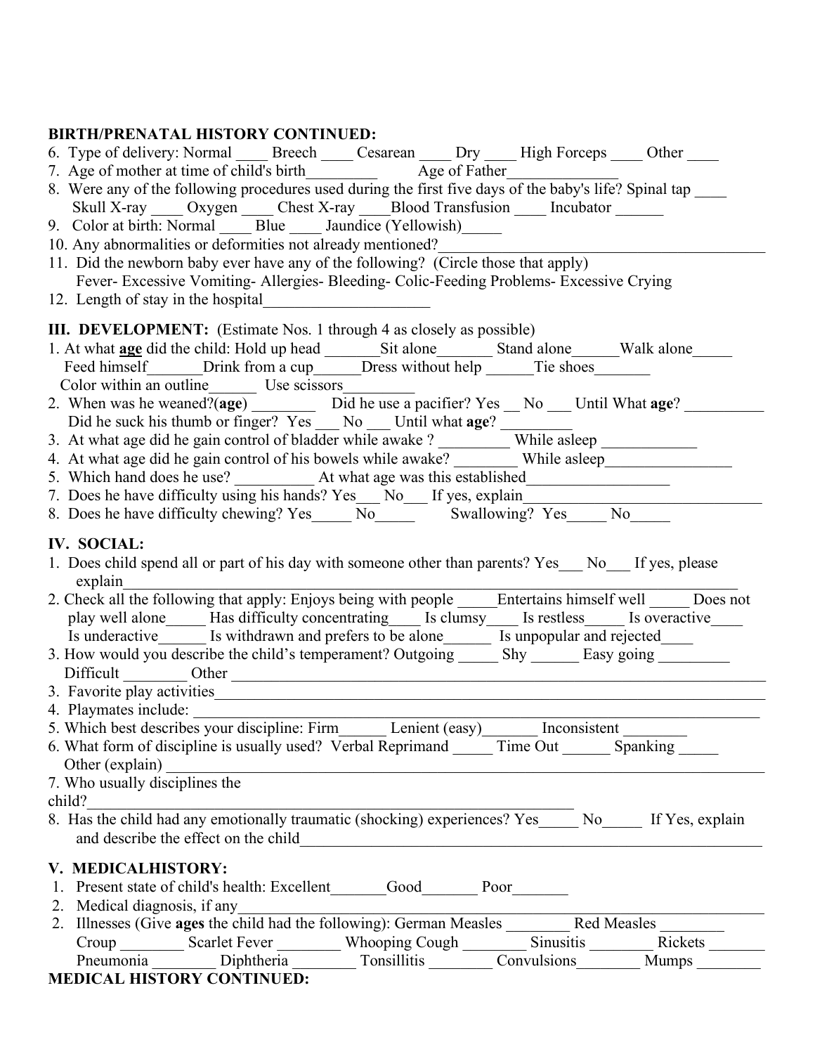**BIRTH/PRENATAL HISTORY CONTINUED:**

6. Type of delivery: Normal ____ Breech ____ Cesarean ____ Dry ____ High Forceps ____ Other ____
7. Age of mother at time of child's birth_________ Age of Father______________
8. Were any of the following procedures used during the first five days of the baby's life? Spinal tap ____ Skull X-ray ____ Oxygen ____ Chest X-ray ____Blood Transfusion ____ Incubator ______
9. Color at birth: Normal ____ Blue ____ Jaundice (Yellowish)_____
10. Any abnormalities or deformities not already mentioned?____________________________________________
11. Did the newborn baby ever have any of the following? (Circle those that apply)
    Fever- Excessive Vomiting- Allergies- Bleeding- Colic-Feeding Problems- Excessive Crying
12. Length of stay in the hospital_____________________

**III. DEVELOPMENT:** (Estimate Nos. 1 through 4 as closely as possible)

1. At what **age** did the child: Hold up head _______Sit alone_______ Stand alone______Walk alone_____ Feed himself_______Drink from a cup______Dress without help ______Tie shoes_______ Color within an outline______ Use scissors_________
2. When was he weaned?(**age**) ________ Did he use a pacifier? Yes __ No ___ Until What **age**? __________ Did he suck his thumb or finger? Yes ___ No ___ Until what **age**? _________
3. At what age did he gain control of bladder while awake ? _________ While asleep ____________
4. At what age did he gain control of his bowels while awake? ________ While asleep________________
5. Which hand does he use? __________ At what age was this established__________________
7. Does he have difficulty using his hands? Yes___ No___ If yes, explain______________________________
8. Does he have difficulty chewing? Yes_____ No_____ Swallowing? Yes_____ No_____

**IV. SOCIAL:**

1. Does child spend all or part of his day with someone other than parents? Yes___ No___ If yes, please explain_________________________________________________________________________________
2. Check all the following that apply: Enjoys being with people _____Entertains himself well _____ Does not play well alone_____ Has difficulty concentrating____ Is clumsy____ Is restless_____ Is overactive____ Is underactive______ Is withdrawn and prefers to be alone______ Is unpopular and rejected____
3. How would you describe the child's temperament? Outgoing _____ Shy ______ Easy going _________ Difficult ________ Other ________________________________________________________________________
3. Favorite play activities________________________________________________________________________
4. Playmates include: ___________________________________________________________________________
5. Which best describes your discipline: Firm______ Lenient (easy)_______ Inconsistent ________
6. What form of discipline is usually used? Verbal Reprimand _____ Time Out ______ Spanking _____ Other (explain) _______________________________________________________________________________
7. Who usually disciplines the child?_______________________________________________________________
8. Has the child had any emotionally traumatic (shocking) experiences? Yes_____ No_____ If Yes, explain and describe the effect on the child__________________________________________________________

**V. MEDICALHISTORY:**

1. Present state of child's health: Excellent_______Good_______ Poor_______
2. Medical diagnosis, if any_____________________________________________________________________
2. Illnesses (Give **ages** the child had the following): German Measles ________ Red Measles ________ Croup ________ Scarlet Fever ________ Whooping Cough ________ Sinusitis ________ Rickets _______ Pneumonia ________ Diphtheria ________ Tonsillitis ________ Convulsions________ Mumps ________

**MEDICAL HISTORY CONTINUED:**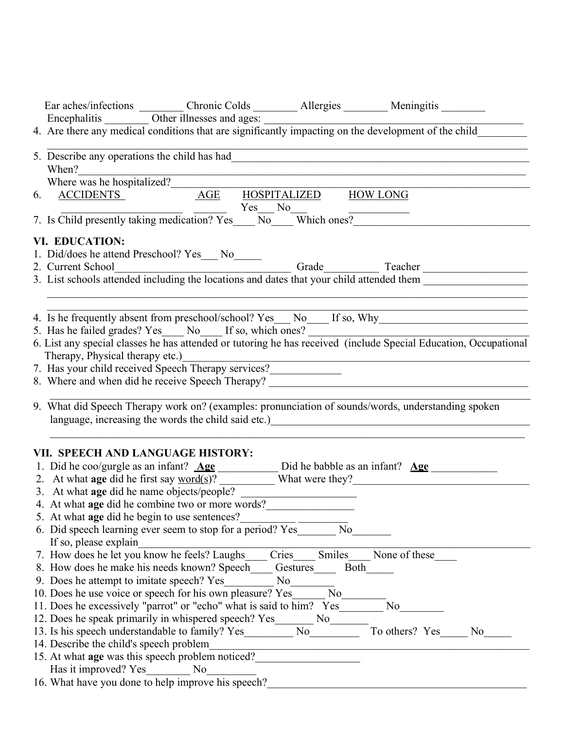Ear aches/infections ________ Chronic Colds ________ Allergies ________ Meningitis ________
Encephalitis ________ Other illnesses and ages: ________________________________________________

4. Are there any medical conditions that are significantly impacting on the development of the child________
_______________________________________________________________________________________
5. Describe any operations the child has had____________________________________________________
When?_________________________________________________________________________________
Where was he hospitalized?_______________________________________________________________
6. ACCIDENTS AGE HOSPITALIZED HOW LONG
______________________ ______ Yes___ No___ ___________
7. Is Child presently taking medication? Yes____ No____ Which ones?_____________________________

## VI. EDUCATION:

1. Did/does he attend Preschool? Yes___ No_____
2. Current School________________________________ Grade__________ Teacher ___________________
3. List schools attended including the locations and dates that your child attended them ___________________
_______________________________________________________________________________________
_______________________________________________________________________________________
4. Is he frequently absent from preschool/school? Yes___ No____ If so, Why___________________________
5. Has he failed grades? Yes____ No____ If so, which ones? ________________________________________
6. List any special classes he has attended or tutoring he has received (include Special Education, Occupational Therapy, Physical therapy etc.)_______________________________________________________________
7. Has your child received Speech Therapy services?_____________
8. Where and when did he receive Speech Therapy? ______________________________________________
_______________________________________________________________________________________
9. What did Speech Therapy work on? (examples: pronunciation of sounds/words, understanding spoken language, increasing the words the child said etc.)__________________________________________________
_______________________________________________________________________________________

## VII. SPEECH AND LANGUAGE HISTORY:

1. Did he coo/gurgle as an infant? **Age** ___________ Did he babble as an infant? **Age** ____________
2. At what **age** did he first say word(s)? __________ What were they?_________________________________
3. At what **age** did he name objects/people? _____________________
4. At what **age** did he combine two or more words?________________
5. At what **age** did he begin to use sentences?__________ _________
6. Did speech learning ever seem to stop for a period? Yes_______ No_______
If so, please explain_______________________________________________________________________
7. How does he let you know he feels? Laughs____ Cries____ Smiles____ None of these____
8. How does he make his needs known? Speech____ Gestures____ Both_____
9. Does he attempt to imitate speech? Yes_________ No________
10. Does he use voice or speech for his own pleasure? Yes______ No________
11. Does he excessively "parrot" or "echo" what is said to him? Yes________ No________
12. Does he speak primarily in whispered speech? Yes_______ No_______
13. Is his speech understandable to family? Yes_________ No_________ To others? Yes_____ No_____
14. Describe the child's speech problem_________________________________________________________
15. At what **age** was this speech problem noticed?__________________
Has it improved? Yes________ No_________
16. What have you done to help improve his speech?________________________________________________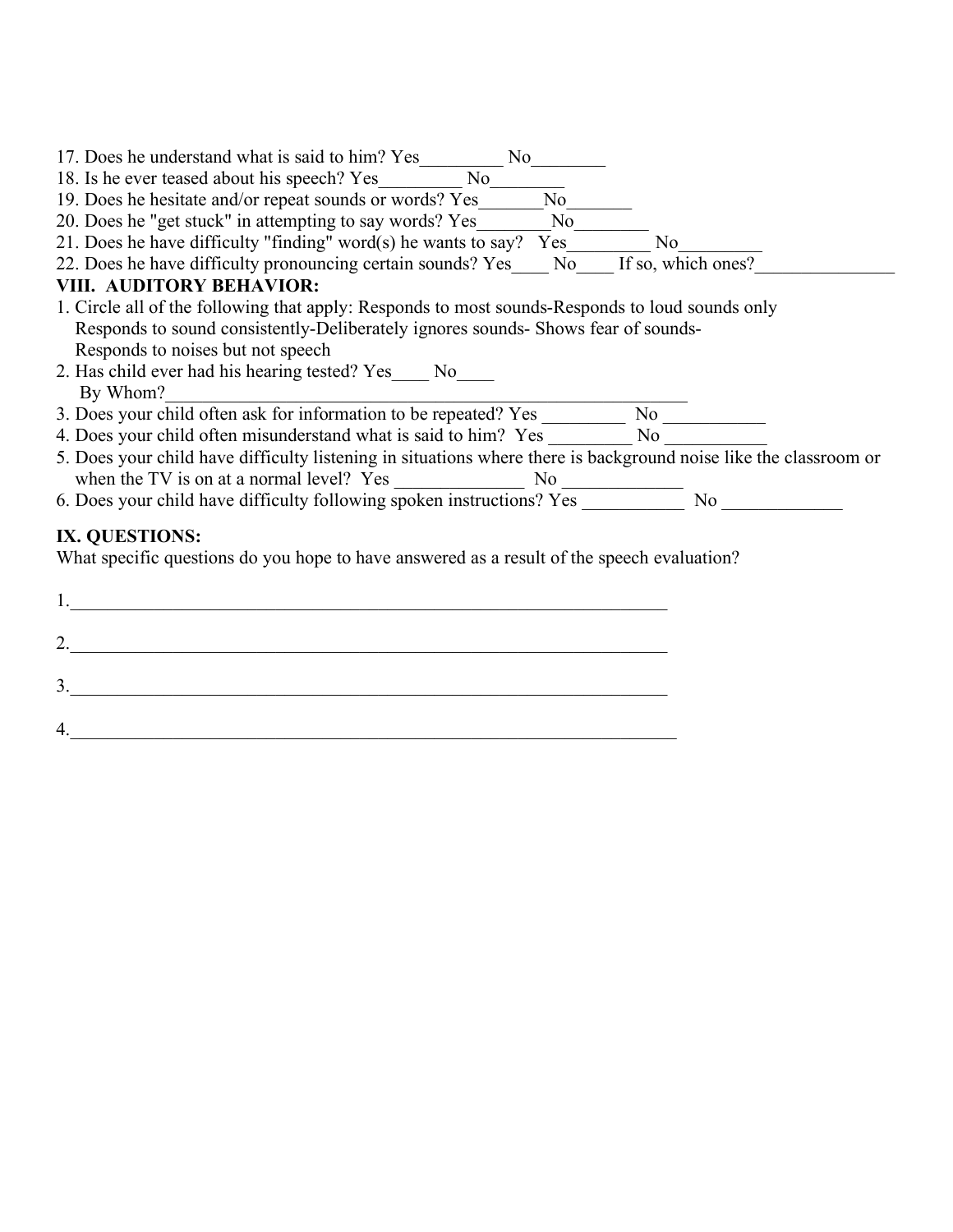17. Does he understand what is said to him? Yes_________ No________
18. Is he ever teased about his speech? Yes_________ No________
19. Does he hesitate and/or repeat sounds or words? Yes_______No_______
20. Does he "get stuck" in attempting to say words? Yes________No________
21. Does he have difficulty "finding" word(s) he wants to say? Yes_________ No_________
22. Does he have difficulty pronouncing certain sounds? Yes____ No____ If so, which ones?_______________

**VIII. AUDITORY BEHAVIOR:**

1. Circle all of the following that apply: Responds to most sounds-Responds to loud sounds only
   Responds to sound consistently-Deliberately ignores sounds- Shows fear of sounds-
   Responds to noises but not speech
2. Has child ever had his hearing tested? Yes____ No____
   By Whom?_______________________________________________________
3. Does your child often ask for information to be repeated? Yes _________ No ___________
4. Does your child often misunderstand what is said to him? Yes _________ No ___________
5. Does your child have difficulty listening in situations where there is background noise like the classroom or when the TV is on at a normal level? Yes ______________ No _____________
6. Does your child have difficulty following spoken instructions? Yes ___________ No _____________

**IX. QUESTIONS:**

What specific questions do you hope to have answered as a result of the speech evaluation?

1.__________________________________________________________________

2.__________________________________________________________________

3.__________________________________________________________________

4.__________________________________________________________________